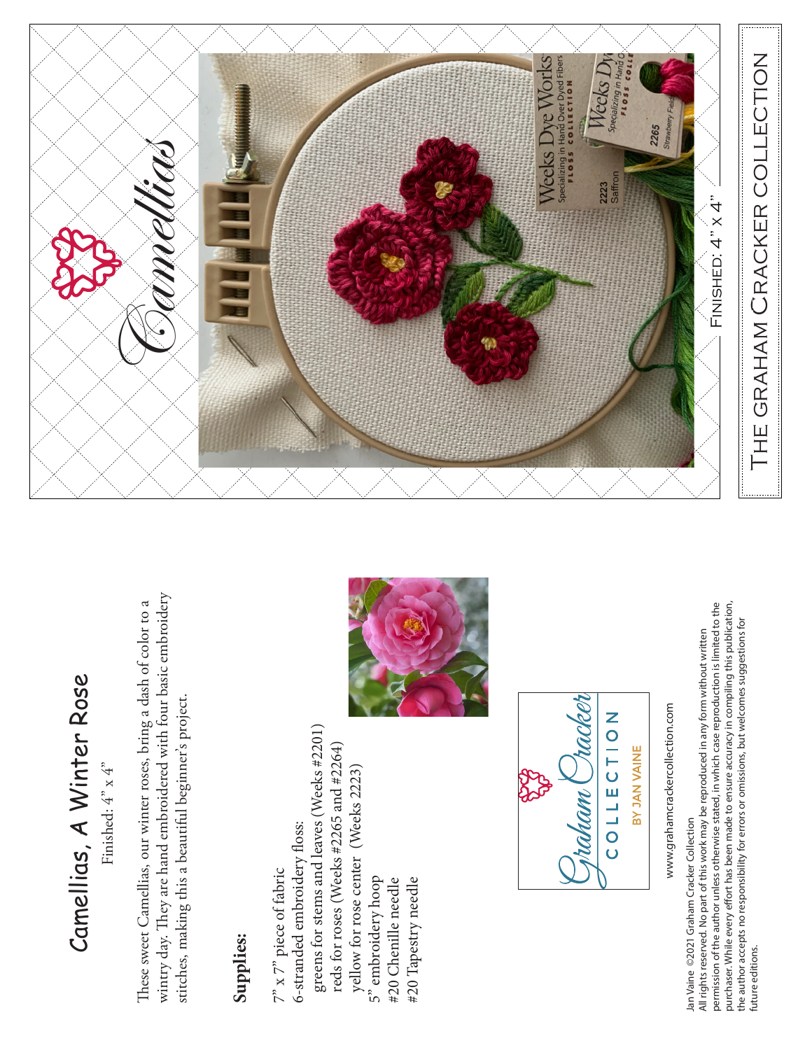# Camellias, A Winter Rose

Finished: 4" x 4"

These sweet Camellias, our winter roses, bring a dash of color to a wintry day. They are hand embroidered with four basic embroidery stitches, making this a beautiful beginner's project.

**Supplies:**

7" x 7" piece of fabric
6-stranded embroidery floss:
  greens for stems and leaves (Weeks #2201)
  reds for roses (Weeks #2265 and #2264)
  yellow for rose center (Weeks 2223)
5" embroidery hoop
#20 Chenille needle
#20 Tapestry needle

Graham Cracker COLLECTION BY JAN VAINE

www.grahamcrackercollection.com

Jan Vaine ©2021 Graham Cracker Collection
All rights reserved. No part of this work may be reproduced in any form without written permission of the author unless otherwise stated, in which case reproduction is limited to the purchaser. While every effort has been made to ensure accuracy in compiling this publication, the author accepts no responsibility for errors or omissions, but welcomes suggestions for future editions.

# Camellias

Finished: 4" x 4"

THE GRAHAM CRACKER COLLECTION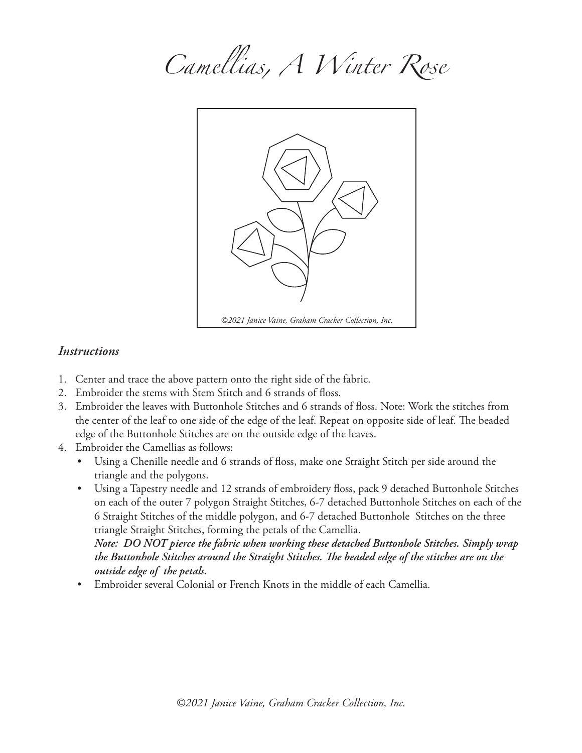# *Camellias, A Winter Rose*

*©2021 Janice Vaine, Graham Cracker Collection, Inc.*

### *Instructions*

1. Center and trace the above pattern onto the right side of the fabric.
2. Embroider the stems with Stem Stitch and 6 strands of floss.
3. Embroider the leaves with Buttonhole Stitches and 6 strands of floss. Note: Work the stitches from the center of the leaf to one side of the edge of the leaf. Repeat on opposite side of leaf. The beaded edge of the Buttonhole Stitches are on the outside edge of the leaves.
4. Embroider the Camellias as follows:
   - Using a Chenille needle and 6 strands of floss, make one Straight Stitch per side around the triangle and the polygons.
   - Using a Tapestry needle and 12 strands of embroidery floss, pack 9 detached Buttonhole Stitches on each of the outer 7 polygon Straight Stitches, 6-7 detached Buttonhole Stitches on each of the 6 Straight Stitches of the middle polygon, and 6-7 detached Buttonhole Stitches on the three triangle Straight Stitches, forming the petals of the Camellia.
     ***Note: DO NOT pierce the fabric when working these detached Buttonhole Stitches. Simply wrap the Buttonhole Stitches around the Straight Stitches. The beaded edge of the stitches are on the outside edge of the petals.***
   - Embroider several Colonial or French Knots in the middle of each Camellia.